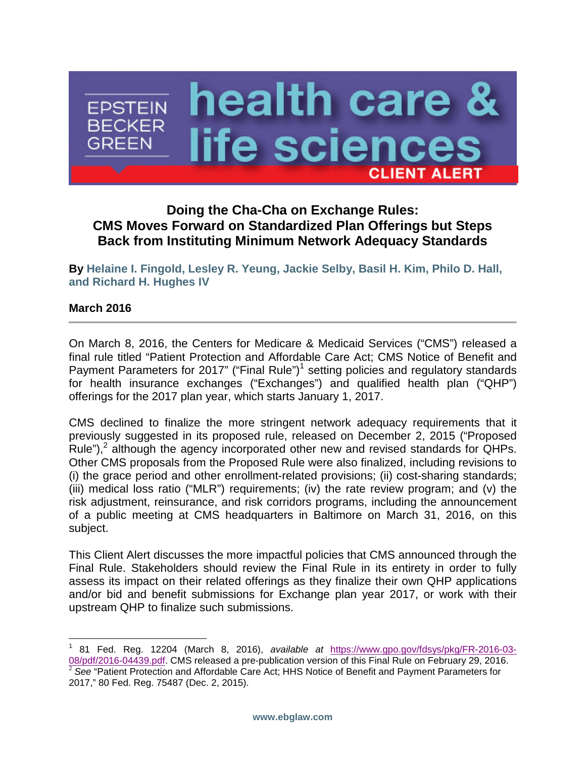EPSTEIN BECKER GREEN **health care & life sciences** CLIENT ALERT

# Doing the Cha-Cha on Exchange Rules: CMS Moves Forward on Standardized Plan Offerings but Steps Back from Instituting Minimum Network Adequacy Standards

**By Helaine I. Fingold, Lesley R. Yeung, Jackie Selby, Basil H. Kim, Philo D. Hall, and Richard H. Hughes IV**

**March 2016**

---

On March 8, 2016, the Centers for Medicare & Medicaid Services ("CMS") released a final rule titled "Patient Protection and Affordable Care Act; CMS Notice of Benefit and Payment Parameters for 2017" ("Final Rule")[1] setting policies and regulatory standards for health insurance exchanges ("Exchanges") and qualified health plan ("QHP") offerings for the 2017 plan year, which starts January 1, 2017.

CMS declined to finalize the more stringent network adequacy requirements that it previously suggested in its proposed rule, released on December 2, 2015 ("Proposed Rule"),[2] although the agency incorporated other new and revised standards for QHPs. Other CMS proposals from the Proposed Rule were also finalized, including revisions to (i) the grace period and other enrollment-related provisions; (ii) cost-sharing standards; (iii) medical loss ratio ("MLR") requirements; (iv) the rate review program; and (v) the risk adjustment, reinsurance, and risk corridors programs, including the announcement of a public meeting at CMS headquarters in Baltimore on March 31, 2016, on this subject.

This Client Alert discusses the more impactful policies that CMS announced through the Final Rule. Stakeholders should review the Final Rule in its entirety in order to fully assess its impact on their related offerings as they finalize their own QHP applications and/or bid and benefit submissions for Exchange plan year 2017, or work with their upstream QHP to finalize such submissions.

---

[1] 81 Fed. Reg. 12204 (March 8, 2016), *available at* https://www.gpo.gov/fdsys/pkg/FR-2016-03-08/pdf/2016-04439.pdf. CMS released a pre-publication version of this Final Rule on February 29, 2016.

[2] *See* "Patient Protection and Affordable Care Act; HHS Notice of Benefit and Payment Parameters for 2017," 80 Fed. Reg. 75487 (Dec. 2, 2015).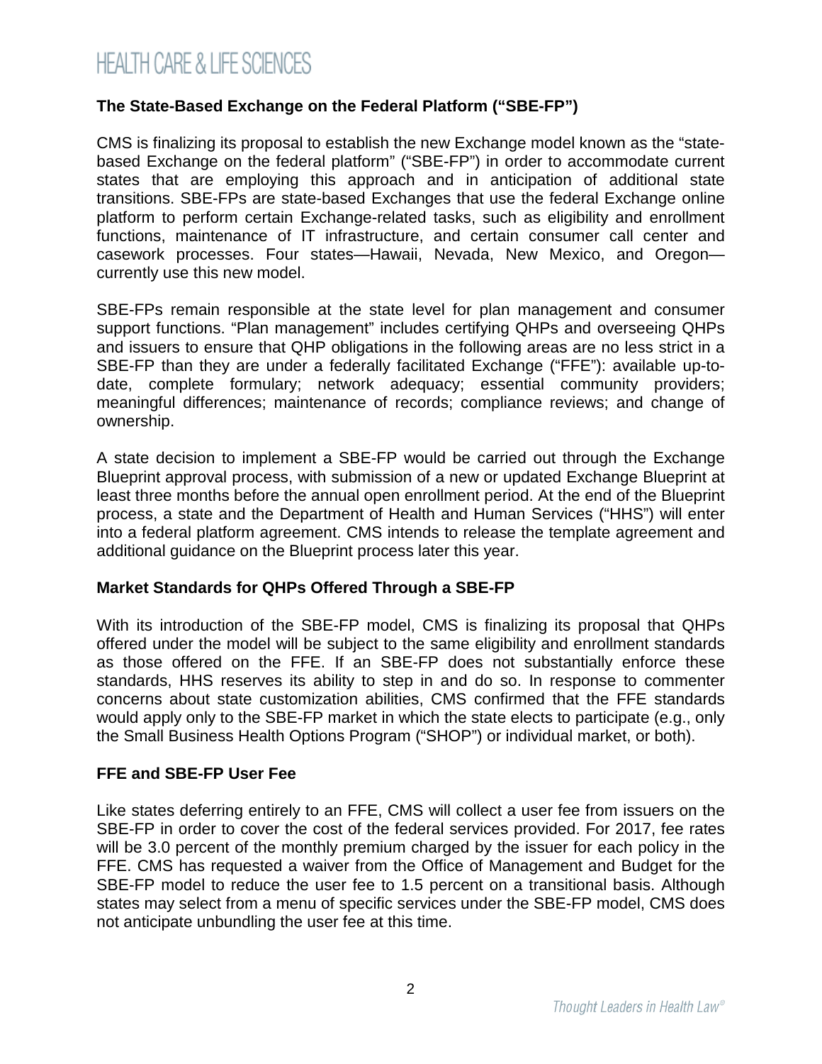## The State-Based Exchange on the Federal Platform ("SBE-FP")

CMS is finalizing its proposal to establish the new Exchange model known as the "state-based Exchange on the federal platform" ("SBE-FP") in order to accommodate current states that are employing this approach and in anticipation of additional state transitions. SBE-FPs are state-based Exchanges that use the federal Exchange online platform to perform certain Exchange-related tasks, such as eligibility and enrollment functions, maintenance of IT infrastructure, and certain consumer call center and casework processes. Four states—Hawaii, Nevada, New Mexico, and Oregon—currently use this new model.

SBE-FPs remain responsible at the state level for plan management and consumer support functions. "Plan management" includes certifying QHPs and overseeing QHPs and issuers to ensure that QHP obligations in the following areas are no less strict in a SBE-FP than they are under a federally facilitated Exchange ("FFE"): available up-to-date, complete formulary; network adequacy; essential community providers; meaningful differences; maintenance of records; compliance reviews; and change of ownership.

A state decision to implement a SBE-FP would be carried out through the Exchange Blueprint approval process, with submission of a new or updated Exchange Blueprint at least three months before the annual open enrollment period. At the end of the Blueprint process, a state and the Department of Health and Human Services ("HHS") will enter into a federal platform agreement. CMS intends to release the template agreement and additional guidance on the Blueprint process later this year.

## Market Standards for QHPs Offered Through a SBE-FP

With its introduction of the SBE-FP model, CMS is finalizing its proposal that QHPs offered under the model will be subject to the same eligibility and enrollment standards as those offered on the FFE. If an SBE-FP does not substantially enforce these standards, HHS reserves its ability to step in and do so. In response to commenter concerns about state customization abilities, CMS confirmed that the FFE standards would apply only to the SBE-FP market in which the state elects to participate (e.g., only the Small Business Health Options Program ("SHOP") or individual market, or both).

## FFE and SBE-FP User Fee

Like states deferring entirely to an FFE, CMS will collect a user fee from issuers on the SBE-FP in order to cover the cost of the federal services provided. For 2017, fee rates will be 3.0 percent of the monthly premium charged by the issuer for each policy in the FFE. CMS has requested a waiver from the Office of Management and Budget for the SBE-FP model to reduce the user fee to 1.5 percent on a transitional basis. Although states may select from a menu of specific services under the SBE-FP model, CMS does not anticipate unbundling the user fee at this time.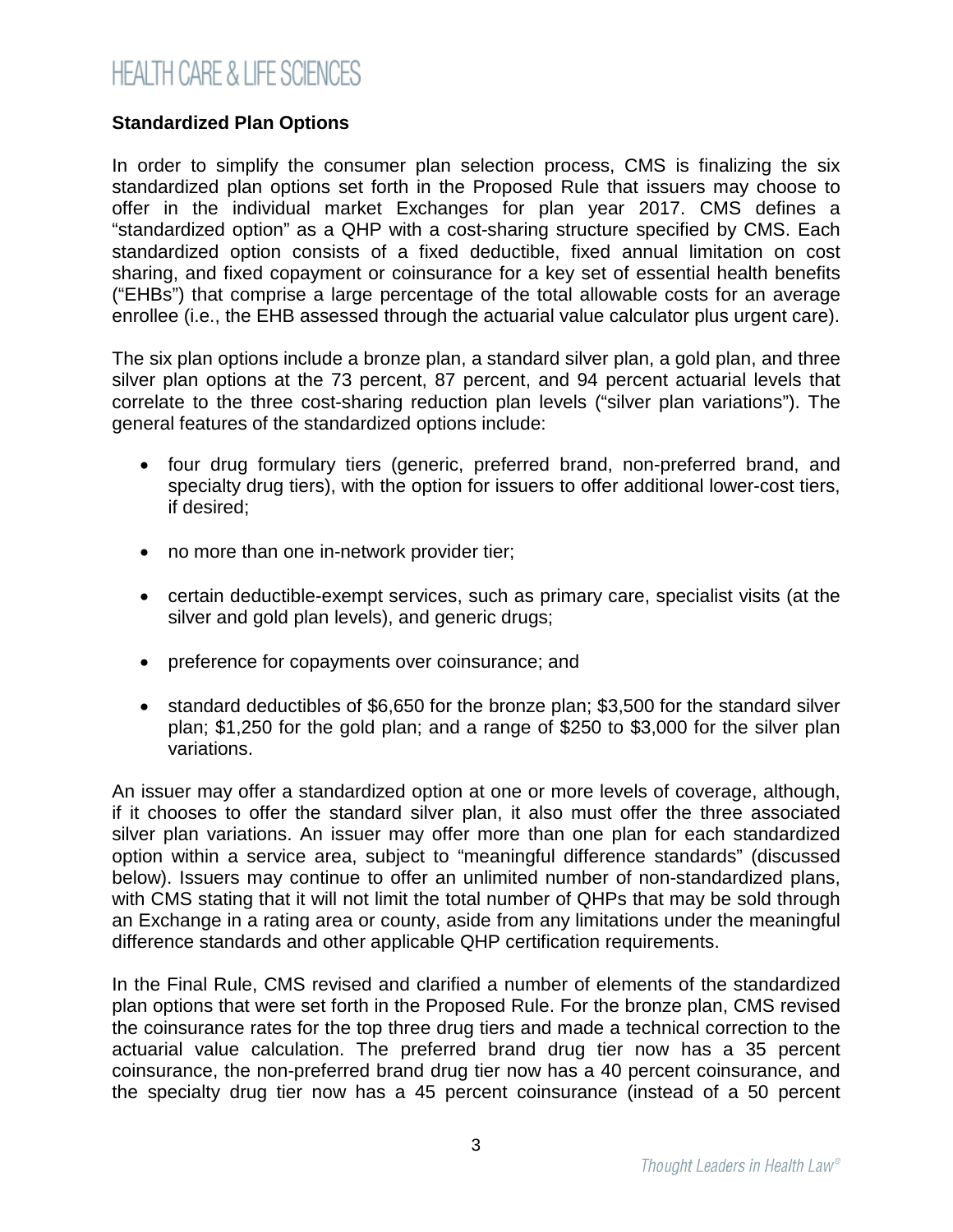### Standardized Plan Options

In order to simplify the consumer plan selection process, CMS is finalizing the six standardized plan options set forth in the Proposed Rule that issuers may choose to offer in the individual market Exchanges for plan year 2017. CMS defines a "standardized option" as a QHP with a cost-sharing structure specified by CMS. Each standardized option consists of a fixed deductible, fixed annual limitation on cost sharing, and fixed copayment or coinsurance for a key set of essential health benefits ("EHBs") that comprise a large percentage of the total allowable costs for an average enrollee (i.e., the EHB assessed through the actuarial value calculator plus urgent care).

The six plan options include a bronze plan, a standard silver plan, a gold plan, and three silver plan options at the 73 percent, 87 percent, and 94 percent actuarial levels that correlate to the three cost-sharing reduction plan levels ("silver plan variations"). The general features of the standardized options include:

- four drug formulary tiers (generic, preferred brand, non-preferred brand, and specialty drug tiers), with the option for issuers to offer additional lower-cost tiers, if desired;
- no more than one in-network provider tier;
- certain deductible-exempt services, such as primary care, specialist visits (at the silver and gold plan levels), and generic drugs;
- preference for copayments over coinsurance; and
- standard deductibles of $6,650 for the bronze plan; $3,500 for the standard silver plan; $1,250 for the gold plan; and a range of $250 to $3,000 for the silver plan variations.

An issuer may offer a standardized option at one or more levels of coverage, although, if it chooses to offer the standard silver plan, it also must offer the three associated silver plan variations. An issuer may offer more than one plan for each standardized option within a service area, subject to "meaningful difference standards" (discussed below). Issuers may continue to offer an unlimited number of non-standardized plans, with CMS stating that it will not limit the total number of QHPs that may be sold through an Exchange in a rating area or county, aside from any limitations under the meaningful difference standards and other applicable QHP certification requirements.

In the Final Rule, CMS revised and clarified a number of elements of the standardized plan options that were set forth in the Proposed Rule. For the bronze plan, CMS revised the coinsurance rates for the top three drug tiers and made a technical correction to the actuarial value calculation. The preferred brand drug tier now has a 35 percent coinsurance, the non-preferred brand drug tier now has a 40 percent coinsurance, and the specialty drug tier now has a 45 percent coinsurance (instead of a 50 percent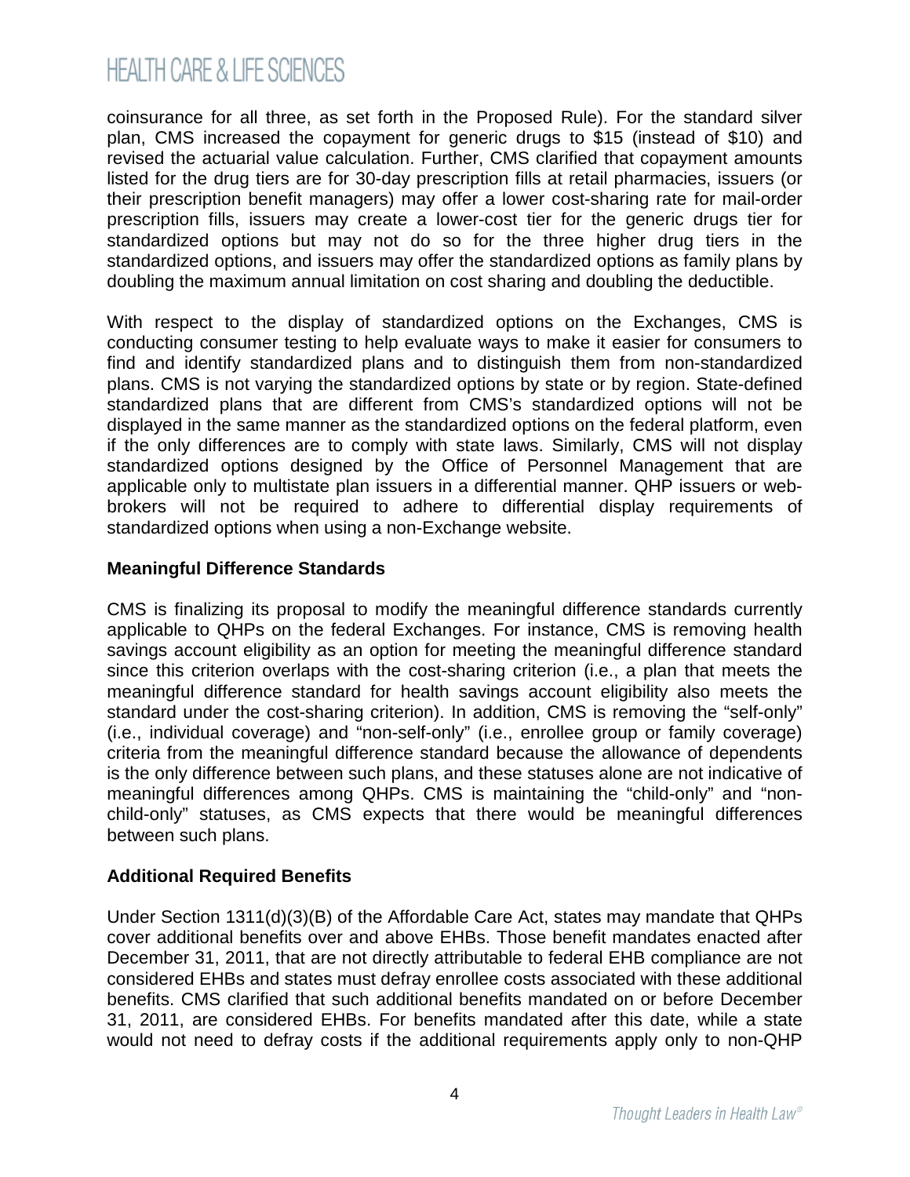coinsurance for all three, as set forth in the Proposed Rule). For the standard silver plan, CMS increased the copayment for generic drugs to $15 (instead of $10) and revised the actuarial value calculation. Further, CMS clarified that copayment amounts listed for the drug tiers are for 30-day prescription fills at retail pharmacies, issuers (or their prescription benefit managers) may offer a lower cost-sharing rate for mail-order prescription fills, issuers may create a lower-cost tier for the generic drugs tier for standardized options but may not do so for the three higher drug tiers in the standardized options, and issuers may offer the standardized options as family plans by doubling the maximum annual limitation on cost sharing and doubling the deductible.

With respect to the display of standardized options on the Exchanges, CMS is conducting consumer testing to help evaluate ways to make it easier for consumers to find and identify standardized plans and to distinguish them from non-standardized plans. CMS is not varying the standardized options by state or by region. State-defined standardized plans that are different from CMS's standardized options will not be displayed in the same manner as the standardized options on the federal platform, even if the only differences are to comply with state laws. Similarly, CMS will not display standardized options designed by the Office of Personnel Management that are applicable only to multistate plan issuers in a differential manner. QHP issuers or web-brokers will not be required to adhere to differential display requirements of standardized options when using a non-Exchange website.

**Meaningful Difference Standards**

CMS is finalizing its proposal to modify the meaningful difference standards currently applicable to QHPs on the federal Exchanges. For instance, CMS is removing health savings account eligibility as an option for meeting the meaningful difference standard since this criterion overlaps with the cost-sharing criterion (i.e., a plan that meets the meaningful difference standard for health savings account eligibility also meets the standard under the cost-sharing criterion). In addition, CMS is removing the "self-only" (i.e., individual coverage) and "non-self-only" (i.e., enrollee group or family coverage) criteria from the meaningful difference standard because the allowance of dependents is the only difference between such plans, and these statuses alone are not indicative of meaningful differences among QHPs. CMS is maintaining the "child-only" and "non-child-only" statuses, as CMS expects that there would be meaningful differences between such plans.

**Additional Required Benefits**

Under Section 1311(d)(3)(B) of the Affordable Care Act, states may mandate that QHPs cover additional benefits over and above EHBs. Those benefit mandates enacted after December 31, 2011, that are not directly attributable to federal EHB compliance are not considered EHBs and states must defray enrollee costs associated with these additional benefits. CMS clarified that such additional benefits mandated on or before December 31, 2011, are considered EHBs. For benefits mandated after this date, while a state would not need to defray costs if the additional requirements apply only to non-QHP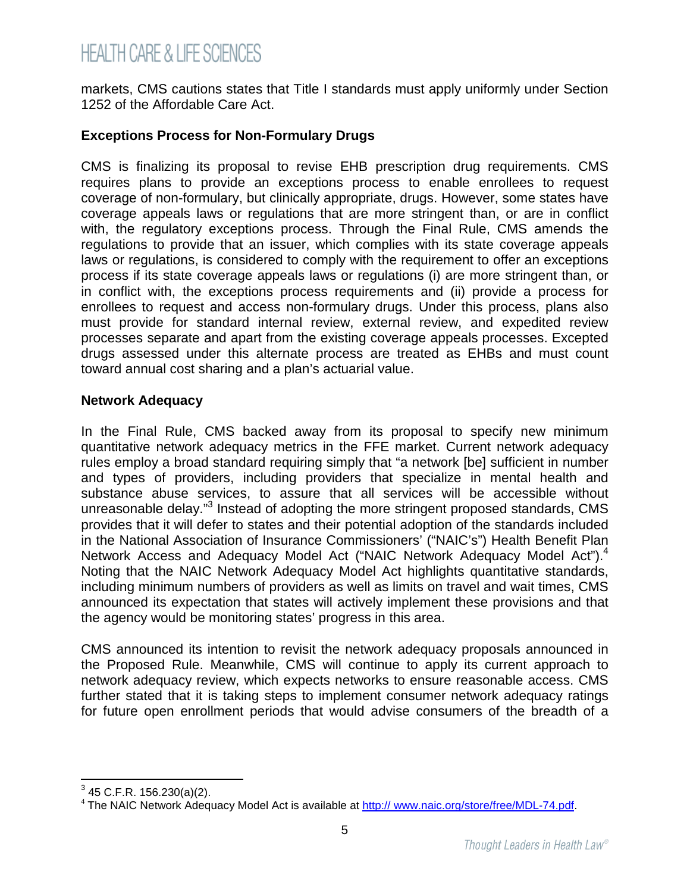markets, CMS cautions states that Title I standards must apply uniformly under Section 1252 of the Affordable Care Act.

**Exceptions Process for Non-Formulary Drugs**

CMS is finalizing its proposal to revise EHB prescription drug requirements. CMS requires plans to provide an exceptions process to enable enrollees to request coverage of non-formulary, but clinically appropriate, drugs. However, some states have coverage appeals laws or regulations that are more stringent than, or are in conflict with, the regulatory exceptions process. Through the Final Rule, CMS amends the regulations to provide that an issuer, which complies with its state coverage appeals laws or regulations, is considered to comply with the requirement to offer an exceptions process if its state coverage appeals laws or regulations (i) are more stringent than, or in conflict with, the exceptions process requirements and (ii) provide a process for enrollees to request and access non-formulary drugs. Under this process, plans also must provide for standard internal review, external review, and expedited review processes separate and apart from the existing coverage appeals processes. Excepted drugs assessed under this alternate process are treated as EHBs and must count toward annual cost sharing and a plan's actuarial value.

**Network Adequacy**

In the Final Rule, CMS backed away from its proposal to specify new minimum quantitative network adequacy metrics in the FFE market. Current network adequacy rules employ a broad standard requiring simply that "a network [be] sufficient in number and types of providers, including providers that specialize in mental health and substance abuse services, to assure that all services will be accessible without unreasonable delay."[3] Instead of adopting the more stringent proposed standards, CMS provides that it will defer to states and their potential adoption of the standards included in the National Association of Insurance Commissioners' ("NAIC's") Health Benefit Plan Network Access and Adequacy Model Act ("NAIC Network Adequacy Model Act").[4] Noting that the NAIC Network Adequacy Model Act highlights quantitative standards, including minimum numbers of providers as well as limits on travel and wait times, CMS announced its expectation that states will actively implement these provisions and that the agency would be monitoring states' progress in this area.

CMS announced its intention to revisit the network adequacy proposals announced in the Proposed Rule. Meanwhile, CMS will continue to apply its current approach to network adequacy review, which expects networks to ensure reasonable access. CMS further stated that it is taking steps to implement consumer network adequacy ratings for future open enrollment periods that would advise consumers of the breadth of a

---

[3] 45 C.F.R. 156.230(a)(2).

[4] The NAIC Network Adequacy Model Act is available at http:// www.naic.org/store/free/MDL-74.pdf.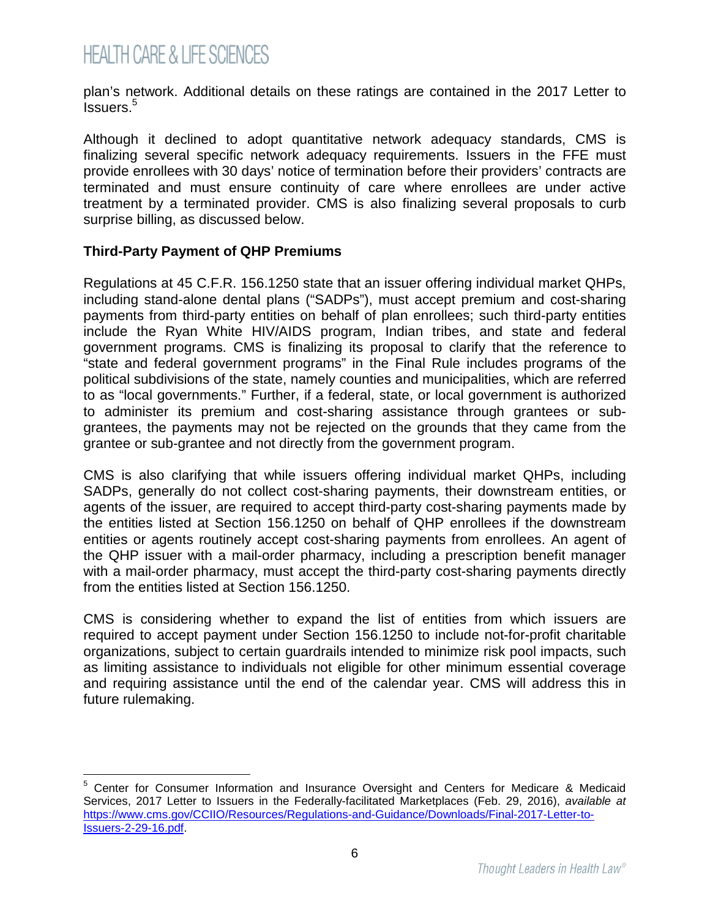plan's network. Additional details on these ratings are contained in the 2017 Letter to Issuers.[5]

Although it declined to adopt quantitative network adequacy standards, CMS is finalizing several specific network adequacy requirements. Issuers in the FFE must provide enrollees with 30 days' notice of termination before their providers' contracts are terminated and must ensure continuity of care where enrollees are under active treatment by a terminated provider. CMS is also finalizing several proposals to curb surprise billing, as discussed below.

**Third-Party Payment of QHP Premiums**

Regulations at 45 C.F.R. 156.1250 state that an issuer offering individual market QHPs, including stand-alone dental plans ("SADPs"), must accept premium and cost-sharing payments from third-party entities on behalf of plan enrollees; such third-party entities include the Ryan White HIV/AIDS program, Indian tribes, and state and federal government programs. CMS is finalizing its proposal to clarify that the reference to "state and federal government programs" in the Final Rule includes programs of the political subdivisions of the state, namely counties and municipalities, which are referred to as "local governments." Further, if a federal, state, or local government is authorized to administer its premium and cost-sharing assistance through grantees or sub-grantees, the payments may not be rejected on the grounds that they came from the grantee or sub-grantee and not directly from the government program.

CMS is also clarifying that while issuers offering individual market QHPs, including SADPs, generally do not collect cost-sharing payments, their downstream entities, or agents of the issuer, are required to accept third-party cost-sharing payments made by the entities listed at Section 156.1250 on behalf of QHP enrollees if the downstream entities or agents routinely accept cost-sharing payments from enrollees. An agent of the QHP issuer with a mail-order pharmacy, including a prescription benefit manager with a mail-order pharmacy, must accept the third-party cost-sharing payments directly from the entities listed at Section 156.1250.

CMS is considering whether to expand the list of entities from which issuers are required to accept payment under Section 156.1250 to include not-for-profit charitable organizations, subject to certain guardrails intended to minimize risk pool impacts, such as limiting assistance to individuals not eligible for other minimum essential coverage and requiring assistance until the end of the calendar year. CMS will address this in future rulemaking.

---

[5] Center for Consumer Information and Insurance Oversight and Centers for Medicare & Medicaid Services, 2017 Letter to Issuers in the Federally-facilitated Marketplaces (Feb. 29, 2016), *available at* https://www.cms.gov/CCIIO/Resources/Regulations-and-Guidance/Downloads/Final-2017-Letter-to-Issuers-2-29-16.pdf.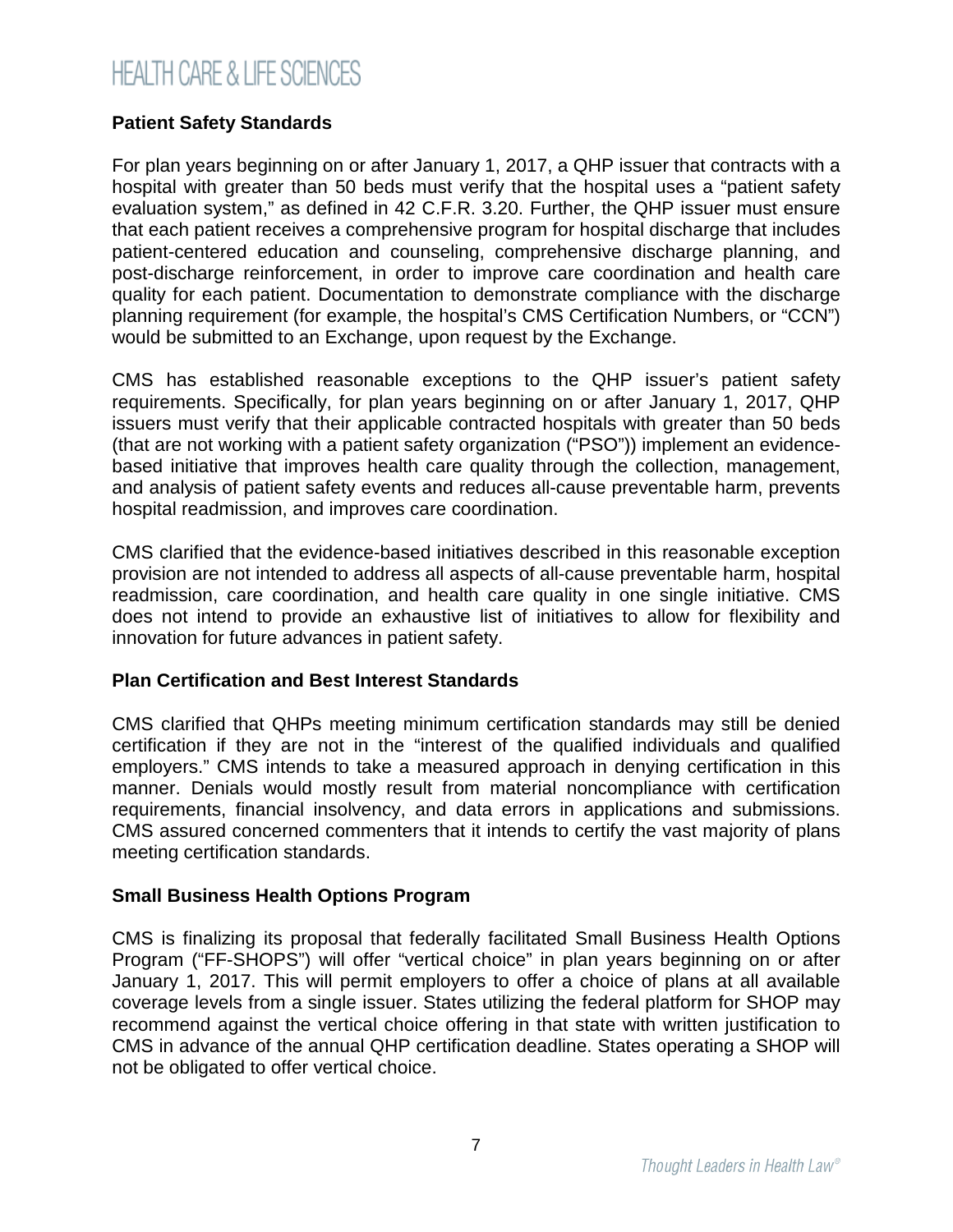## Patient Safety Standards

For plan years beginning on or after January 1, 2017, a QHP issuer that contracts with a hospital with greater than 50 beds must verify that the hospital uses a "patient safety evaluation system," as defined in 42 C.F.R. 3.20. Further, the QHP issuer must ensure that each patient receives a comprehensive program for hospital discharge that includes patient-centered education and counseling, comprehensive discharge planning, and post-discharge reinforcement, in order to improve care coordination and health care quality for each patient. Documentation to demonstrate compliance with the discharge planning requirement (for example, the hospital's CMS Certification Numbers, or "CCN") would be submitted to an Exchange, upon request by the Exchange.

CMS has established reasonable exceptions to the QHP issuer's patient safety requirements. Specifically, for plan years beginning on or after January 1, 2017, QHP issuers must verify that their applicable contracted hospitals with greater than 50 beds (that are not working with a patient safety organization ("PSO")) implement an evidence-based initiative that improves health care quality through the collection, management, and analysis of patient safety events and reduces all-cause preventable harm, prevents hospital readmission, and improves care coordination.

CMS clarified that the evidence-based initiatives described in this reasonable exception provision are not intended to address all aspects of all-cause preventable harm, hospital readmission, care coordination, and health care quality in one single initiative. CMS does not intend to provide an exhaustive list of initiatives to allow for flexibility and innovation for future advances in patient safety.

## Plan Certification and Best Interest Standards

CMS clarified that QHPs meeting minimum certification standards may still be denied certification if they are not in the "interest of the qualified individuals and qualified employers." CMS intends to take a measured approach in denying certification in this manner. Denials would mostly result from material noncompliance with certification requirements, financial insolvency, and data errors in applications and submissions. CMS assured concerned commenters that it intends to certify the vast majority of plans meeting certification standards.

## Small Business Health Options Program

CMS is finalizing its proposal that federally facilitated Small Business Health Options Program ("FF-SHOPS") will offer "vertical choice" in plan years beginning on or after January 1, 2017. This will permit employers to offer a choice of plans at all available coverage levels from a single issuer. States utilizing the federal platform for SHOP may recommend against the vertical choice offering in that state with written justification to CMS in advance of the annual QHP certification deadline. States operating a SHOP will not be obligated to offer vertical choice.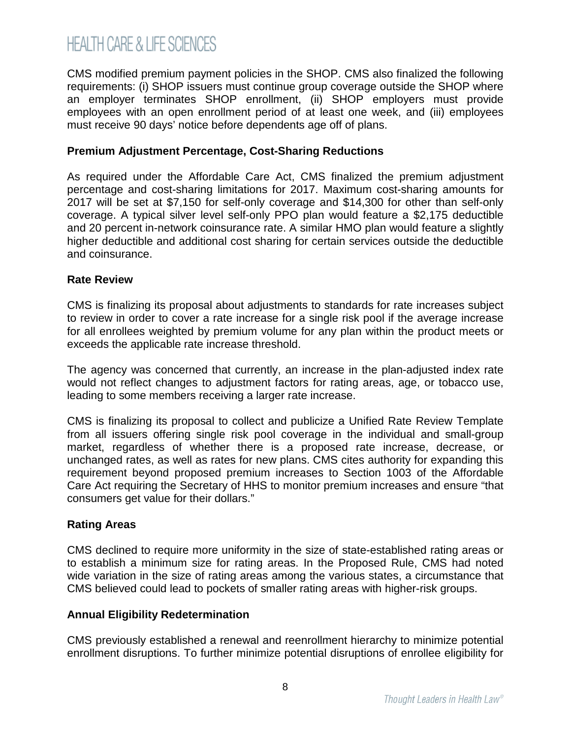CMS modified premium payment policies in the SHOP. CMS also finalized the following requirements: (i) SHOP issuers must continue group coverage outside the SHOP where an employer terminates SHOP enrollment, (ii) SHOP employers must provide employees with an open enrollment period of at least one week, and (iii) employees must receive 90 days' notice before dependents age off of plans.

**Premium Adjustment Percentage, Cost-Sharing Reductions**

As required under the Affordable Care Act, CMS finalized the premium adjustment percentage and cost-sharing limitations for 2017. Maximum cost-sharing amounts for 2017 will be set at $7,150 for self-only coverage and $14,300 for other than self-only coverage. A typical silver level self-only PPO plan would feature a $2,175 deductible and 20 percent in-network coinsurance rate. A similar HMO plan would feature a slightly higher deductible and additional cost sharing for certain services outside the deductible and coinsurance.

**Rate Review**

CMS is finalizing its proposal about adjustments to standards for rate increases subject to review in order to cover a rate increase for a single risk pool if the average increase for all enrollees weighted by premium volume for any plan within the product meets or exceeds the applicable rate increase threshold.

The agency was concerned that currently, an increase in the plan-adjusted index rate would not reflect changes to adjustment factors for rating areas, age, or tobacco use, leading to some members receiving a larger rate increase.

CMS is finalizing its proposal to collect and publicize a Unified Rate Review Template from all issuers offering single risk pool coverage in the individual and small-group market, regardless of whether there is a proposed rate increase, decrease, or unchanged rates, as well as rates for new plans. CMS cites authority for expanding this requirement beyond proposed premium increases to Section 1003 of the Affordable Care Act requiring the Secretary of HHS to monitor premium increases and ensure "that consumers get value for their dollars."

**Rating Areas**

CMS declined to require more uniformity in the size of state-established rating areas or to establish a minimum size for rating areas. In the Proposed Rule, CMS had noted wide variation in the size of rating areas among the various states, a circumstance that CMS believed could lead to pockets of smaller rating areas with higher-risk groups.

**Annual Eligibility Redetermination**

CMS previously established a renewal and reenrollment hierarchy to minimize potential enrollment disruptions. To further minimize potential disruptions of enrollee eligibility for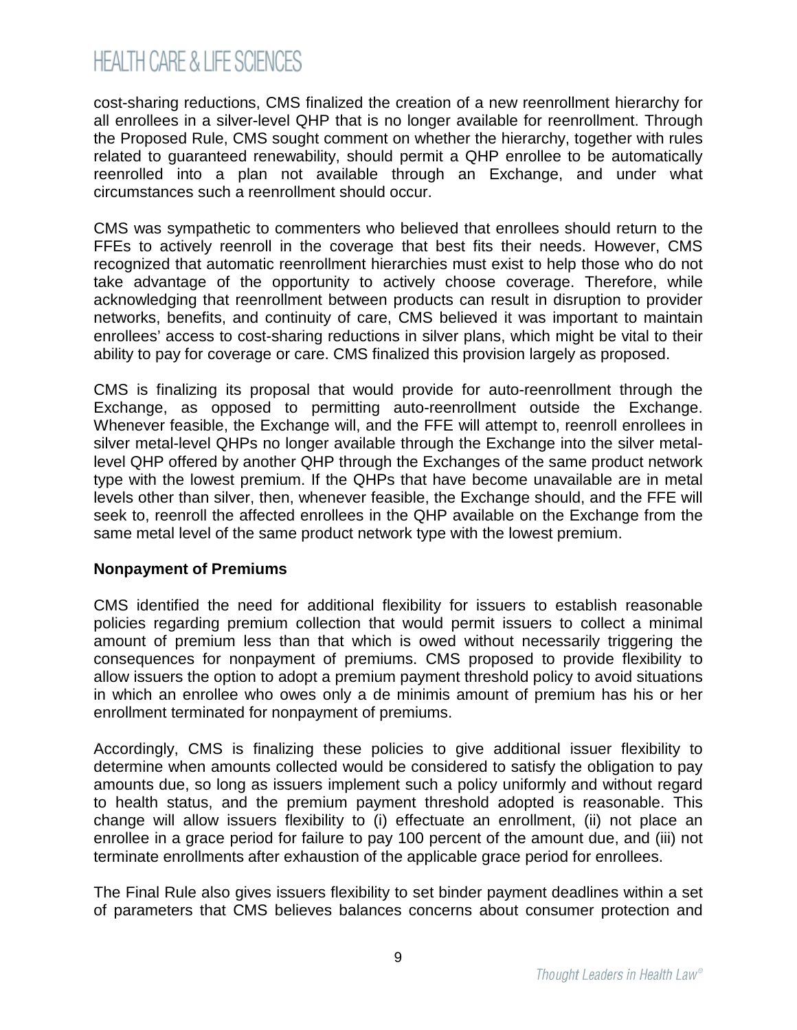cost-sharing reductions, CMS finalized the creation of a new reenrollment hierarchy for all enrollees in a silver-level QHP that is no longer available for reenrollment. Through the Proposed Rule, CMS sought comment on whether the hierarchy, together with rules related to guaranteed renewability, should permit a QHP enrollee to be automatically reenrolled into a plan not available through an Exchange, and under what circumstances such a reenrollment should occur.

CMS was sympathetic to commenters who believed that enrollees should return to the FFEs to actively reenroll in the coverage that best fits their needs. However, CMS recognized that automatic reenrollment hierarchies must exist to help those who do not take advantage of the opportunity to actively choose coverage. Therefore, while acknowledging that reenrollment between products can result in disruption to provider networks, benefits, and continuity of care, CMS believed it was important to maintain enrollees' access to cost-sharing reductions in silver plans, which might be vital to their ability to pay for coverage or care. CMS finalized this provision largely as proposed.

CMS is finalizing its proposal that would provide for auto-reenrollment through the Exchange, as opposed to permitting auto-reenrollment outside the Exchange. Whenever feasible, the Exchange will, and the FFE will attempt to, reenroll enrollees in silver metal-level QHPs no longer available through the Exchange into the silver metal-level QHP offered by another QHP through the Exchanges of the same product network type with the lowest premium. If the QHPs that have become unavailable are in metal levels other than silver, then, whenever feasible, the Exchange should, and the FFE will seek to, reenroll the affected enrollees in the QHP available on the Exchange from the same metal level of the same product network type with the lowest premium.

**Nonpayment of Premiums**

CMS identified the need for additional flexibility for issuers to establish reasonable policies regarding premium collection that would permit issuers to collect a minimal amount of premium less than that which is owed without necessarily triggering the consequences for nonpayment of premiums. CMS proposed to provide flexibility to allow issuers the option to adopt a premium payment threshold policy to avoid situations in which an enrollee who owes only a de minimis amount of premium has his or her enrollment terminated for nonpayment of premiums.

Accordingly, CMS is finalizing these policies to give additional issuer flexibility to determine when amounts collected would be considered to satisfy the obligation to pay amounts due, so long as issuers implement such a policy uniformly and without regard to health status, and the premium payment threshold adopted is reasonable. This change will allow issuers flexibility to (i) effectuate an enrollment, (ii) not place an enrollee in a grace period for failure to pay 100 percent of the amount due, and (iii) not terminate enrollments after exhaustion of the applicable grace period for enrollees.

The Final Rule also gives issuers flexibility to set binder payment deadlines within a set of parameters that CMS believes balances concerns about consumer protection and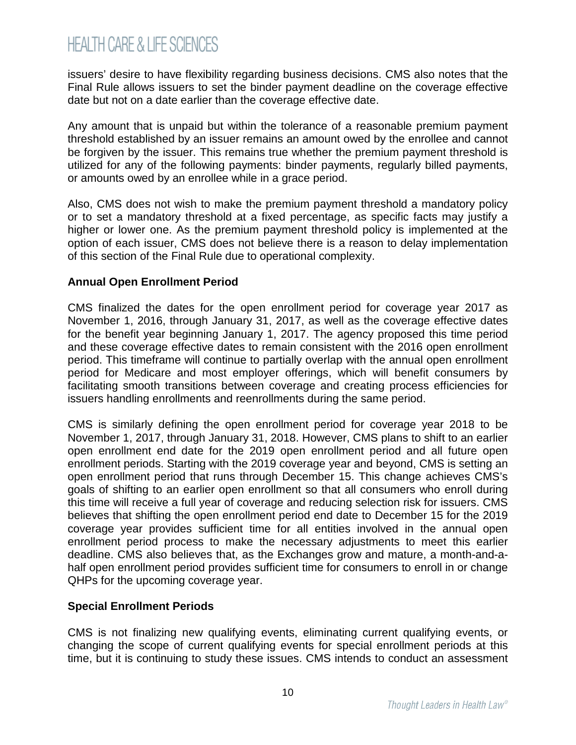issuers' desire to have flexibility regarding business decisions. CMS also notes that the Final Rule allows issuers to set the binder payment deadline on the coverage effective date but not on a date earlier than the coverage effective date.

Any amount that is unpaid but within the tolerance of a reasonable premium payment threshold established by an issuer remains an amount owed by the enrollee and cannot be forgiven by the issuer. This remains true whether the premium payment threshold is utilized for any of the following payments: binder payments, regularly billed payments, or amounts owed by an enrollee while in a grace period.

Also, CMS does not wish to make the premium payment threshold a mandatory policy or to set a mandatory threshold at a fixed percentage, as specific facts may justify a higher or lower one. As the premium payment threshold policy is implemented at the option of each issuer, CMS does not believe there is a reason to delay implementation of this section of the Final Rule due to operational complexity.

**Annual Open Enrollment Period**

CMS finalized the dates for the open enrollment period for coverage year 2017 as November 1, 2016, through January 31, 2017, as well as the coverage effective dates for the benefit year beginning January 1, 2017. The agency proposed this time period and these coverage effective dates to remain consistent with the 2016 open enrollment period. This timeframe will continue to partially overlap with the annual open enrollment period for Medicare and most employer offerings, which will benefit consumers by facilitating smooth transitions between coverage and creating process efficiencies for issuers handling enrollments and reenrollments during the same period.

CMS is similarly defining the open enrollment period for coverage year 2018 to be November 1, 2017, through January 31, 2018. However, CMS plans to shift to an earlier open enrollment end date for the 2019 open enrollment period and all future open enrollment periods. Starting with the 2019 coverage year and beyond, CMS is setting an open enrollment period that runs through December 15. This change achieves CMS's goals of shifting to an earlier open enrollment so that all consumers who enroll during this time will receive a full year of coverage and reducing selection risk for issuers. CMS believes that shifting the open enrollment period end date to December 15 for the 2019 coverage year provides sufficient time for all entities involved in the annual open enrollment period process to make the necessary adjustments to meet this earlier deadline. CMS also believes that, as the Exchanges grow and mature, a month-and-a-half open enrollment period provides sufficient time for consumers to enroll in or change QHPs for the upcoming coverage year.

**Special Enrollment Periods**

CMS is not finalizing new qualifying events, eliminating current qualifying events, or changing the scope of current qualifying events for special enrollment periods at this time, but it is continuing to study these issues. CMS intends to conduct an assessment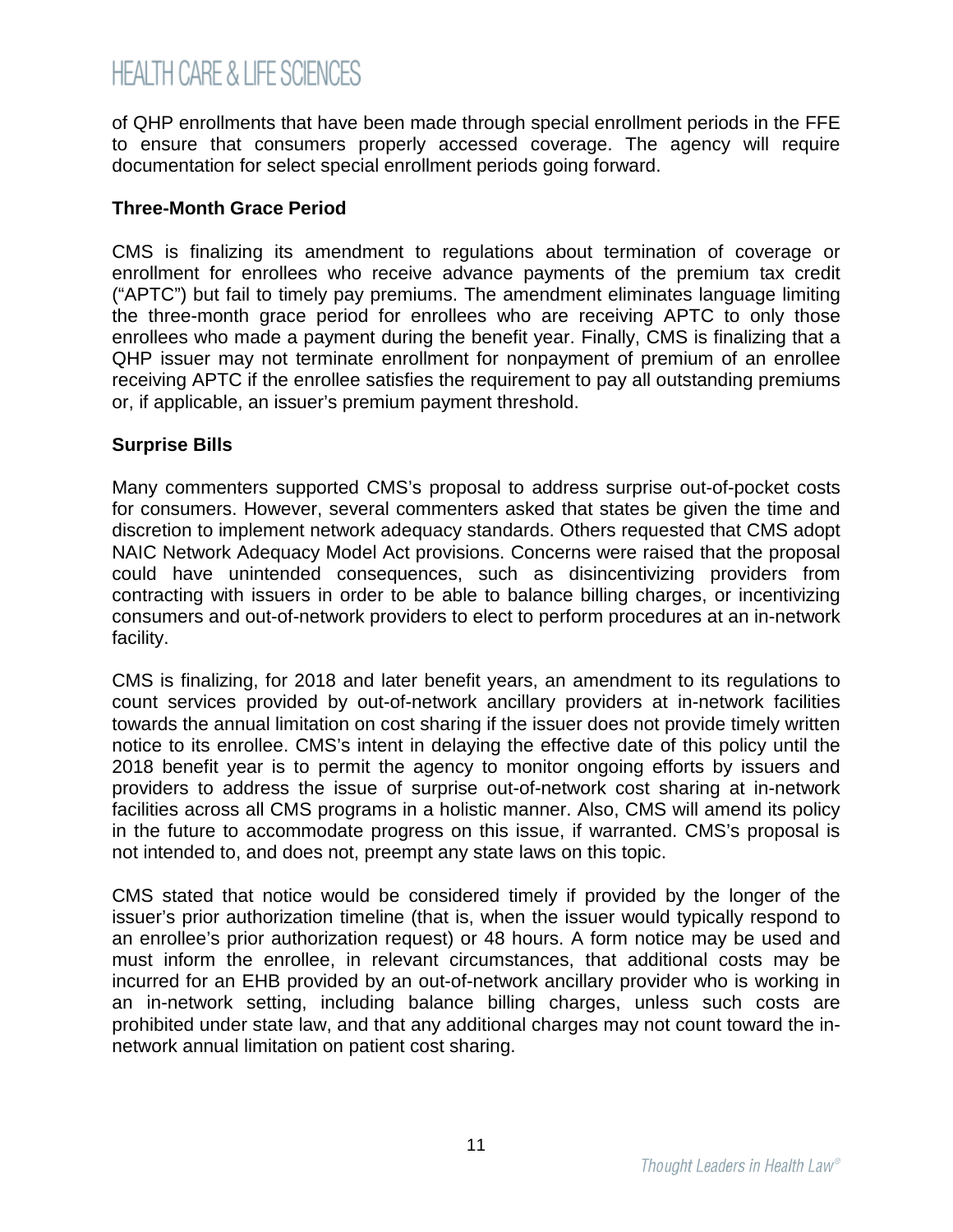of QHP enrollments that have been made through special enrollment periods in the FFE to ensure that consumers properly accessed coverage. The agency will require documentation for select special enrollment periods going forward.

**Three-Month Grace Period**

CMS is finalizing its amendment to regulations about termination of coverage or enrollment for enrollees who receive advance payments of the premium tax credit ("APTC") but fail to timely pay premiums. The amendment eliminates language limiting the three-month grace period for enrollees who are receiving APTC to only those enrollees who made a payment during the benefit year. Finally, CMS is finalizing that a QHP issuer may not terminate enrollment for nonpayment of premium of an enrollee receiving APTC if the enrollee satisfies the requirement to pay all outstanding premiums or, if applicable, an issuer's premium payment threshold.

**Surprise Bills**

Many commenters supported CMS's proposal to address surprise out-of-pocket costs for consumers. However, several commenters asked that states be given the time and discretion to implement network adequacy standards. Others requested that CMS adopt NAIC Network Adequacy Model Act provisions. Concerns were raised that the proposal could have unintended consequences, such as disincentivizing providers from contracting with issuers in order to be able to balance billing charges, or incentivizing consumers and out-of-network providers to elect to perform procedures at an in-network facility.

CMS is finalizing, for 2018 and later benefit years, an amendment to its regulations to count services provided by out-of-network ancillary providers at in-network facilities towards the annual limitation on cost sharing if the issuer does not provide timely written notice to its enrollee. CMS's intent in delaying the effective date of this policy until the 2018 benefit year is to permit the agency to monitor ongoing efforts by issuers and providers to address the issue of surprise out-of-network cost sharing at in-network facilities across all CMS programs in a holistic manner. Also, CMS will amend its policy in the future to accommodate progress on this issue, if warranted. CMS's proposal is not intended to, and does not, preempt any state laws on this topic.

CMS stated that notice would be considered timely if provided by the longer of the issuer's prior authorization timeline (that is, when the issuer would typically respond to an enrollee's prior authorization request) or 48 hours. A form notice may be used and must inform the enrollee, in relevant circumstances, that additional costs may be incurred for an EHB provided by an out-of-network ancillary provider who is working in an in-network setting, including balance billing charges, unless such costs are prohibited under state law, and that any additional charges may not count toward the in-network annual limitation on patient cost sharing.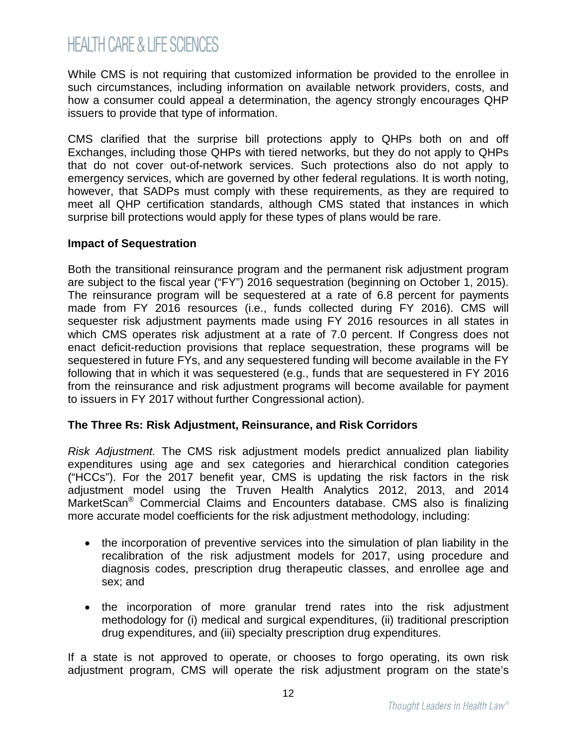While CMS is not requiring that customized information be provided to the enrollee in such circumstances, including information on available network providers, costs, and how a consumer could appeal a determination, the agency strongly encourages QHP issuers to provide that type of information.

CMS clarified that the surprise bill protections apply to QHPs both on and off Exchanges, including those QHPs with tiered networks, but they do not apply to QHPs that do not cover out-of-network services. Such protections also do not apply to emergency services, which are governed by other federal regulations. It is worth noting, however, that SADPs must comply with these requirements, as they are required to meet all QHP certification standards, although CMS stated that instances in which surprise bill protections would apply for these types of plans would be rare.

**Impact of Sequestration**

Both the transitional reinsurance program and the permanent risk adjustment program are subject to the fiscal year ("FY") 2016 sequestration (beginning on October 1, 2015). The reinsurance program will be sequestered at a rate of 6.8 percent for payments made from FY 2016 resources (i.e., funds collected during FY 2016). CMS will sequester risk adjustment payments made using FY 2016 resources in all states in which CMS operates risk adjustment at a rate of 7.0 percent. If Congress does not enact deficit-reduction provisions that replace sequestration, these programs will be sequestered in future FYs, and any sequestered funding will become available in the FY following that in which it was sequestered (e.g., funds that are sequestered in FY 2016 from the reinsurance and risk adjustment programs will become available for payment to issuers in FY 2017 without further Congressional action).

**The Three Rs: Risk Adjustment, Reinsurance, and Risk Corridors**

*Risk Adjustment.* The CMS risk adjustment models predict annualized plan liability expenditures using age and sex categories and hierarchical condition categories ("HCCs"). For the 2017 benefit year, CMS is updating the risk factors in the risk adjustment model using the Truven Health Analytics 2012, 2013, and 2014 MarketScan® Commercial Claims and Encounters database. CMS also is finalizing more accurate model coefficients for the risk adjustment methodology, including:

- the incorporation of preventive services into the simulation of plan liability in the recalibration of the risk adjustment models for 2017, using procedure and diagnosis codes, prescription drug therapeutic classes, and enrollee age and sex; and
- the incorporation of more granular trend rates into the risk adjustment methodology for (i) medical and surgical expenditures, (ii) traditional prescription drug expenditures, and (iii) specialty prescription drug expenditures.

If a state is not approved to operate, or chooses to forgo operating, its own risk adjustment program, CMS will operate the risk adjustment program on the state's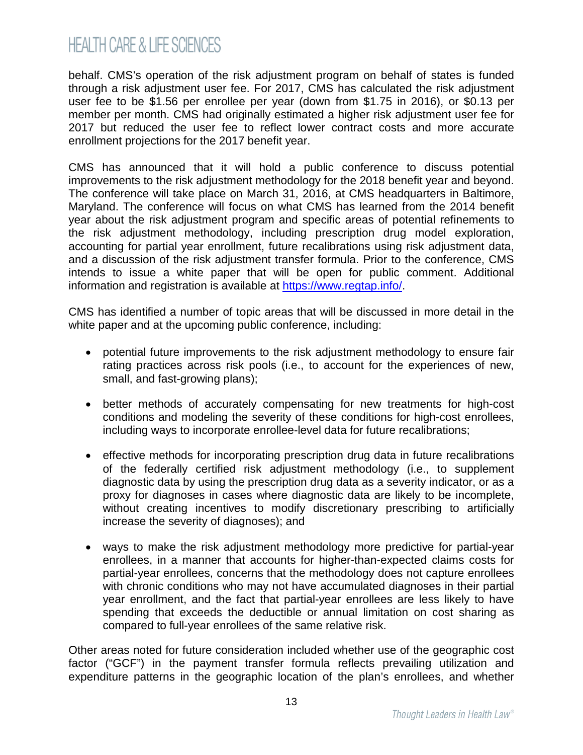behalf. CMS's operation of the risk adjustment program on behalf of states is funded through a risk adjustment user fee. For 2017, CMS has calculated the risk adjustment user fee to be $1.56 per enrollee per year (down from $1.75 in 2016), or $0.13 per member per month. CMS had originally estimated a higher risk adjustment user fee for 2017 but reduced the user fee to reflect lower contract costs and more accurate enrollment projections for the 2017 benefit year.

CMS has announced that it will hold a public conference to discuss potential improvements to the risk adjustment methodology for the 2018 benefit year and beyond. The conference will take place on March 31, 2016, at CMS headquarters in Baltimore, Maryland. The conference will focus on what CMS has learned from the 2014 benefit year about the risk adjustment program and specific areas of potential refinements to the risk adjustment methodology, including prescription drug model exploration, accounting for partial year enrollment, future recalibrations using risk adjustment data, and a discussion of the risk adjustment transfer formula. Prior to the conference, CMS intends to issue a white paper that will be open for public comment. Additional information and registration is available at [https://www.regtap.info/](https://www.regtap.info/).

CMS has identified a number of topic areas that will be discussed in more detail in the white paper and at the upcoming public conference, including:

- potential future improvements to the risk adjustment methodology to ensure fair rating practices across risk pools (i.e., to account for the experiences of new, small, and fast-growing plans);
- better methods of accurately compensating for new treatments for high-cost conditions and modeling the severity of these conditions for high-cost enrollees, including ways to incorporate enrollee-level data for future recalibrations;
- effective methods for incorporating prescription drug data in future recalibrations of the federally certified risk adjustment methodology (i.e., to supplement diagnostic data by using the prescription drug data as a severity indicator, or as a proxy for diagnoses in cases where diagnostic data are likely to be incomplete, without creating incentives to modify discretionary prescribing to artificially increase the severity of diagnoses); and
- ways to make the risk adjustment methodology more predictive for partial-year enrollees, in a manner that accounts for higher-than-expected claims costs for partial-year enrollees, concerns that the methodology does not capture enrollees with chronic conditions who may not have accumulated diagnoses in their partial year enrollment, and the fact that partial-year enrollees are less likely to have spending that exceeds the deductible or annual limitation on cost sharing as compared to full-year enrollees of the same relative risk.

Other areas noted for future consideration included whether use of the geographic cost factor ("GCF") in the payment transfer formula reflects prevailing utilization and expenditure patterns in the geographic location of the plan's enrollees, and whether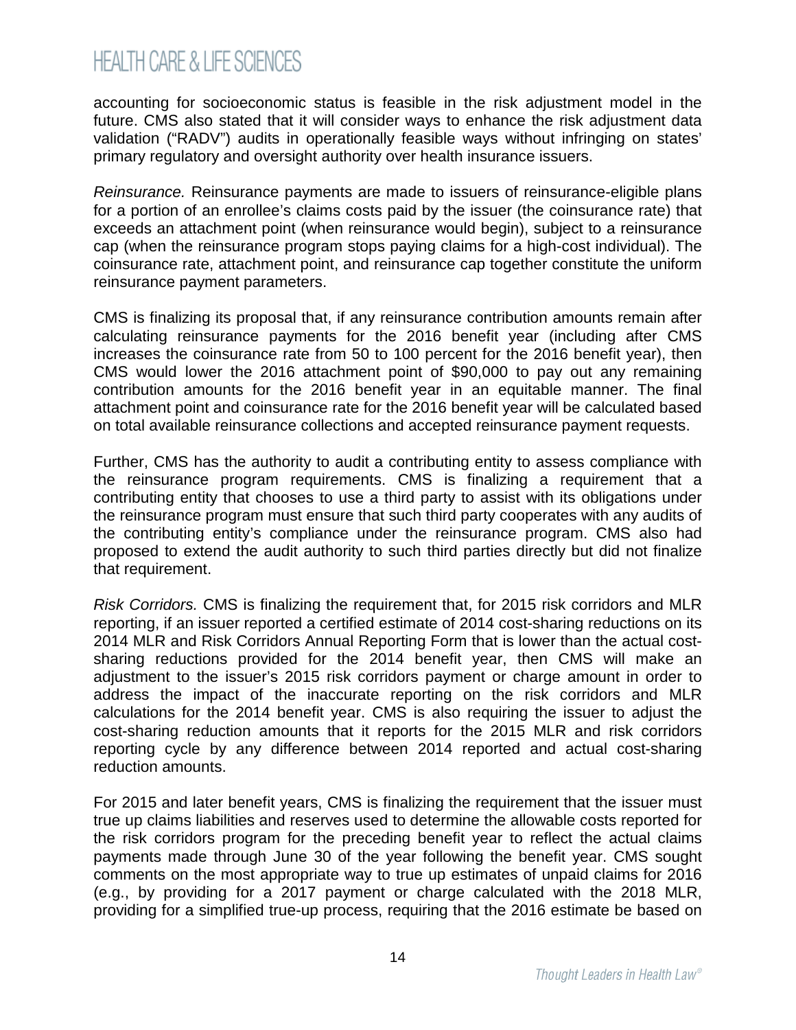accounting for socioeconomic status is feasible in the risk adjustment model in the future. CMS also stated that it will consider ways to enhance the risk adjustment data validation ("RADV") audits in operationally feasible ways without infringing on states' primary regulatory and oversight authority over health insurance issuers.

*Reinsurance.* Reinsurance payments are made to issuers of reinsurance-eligible plans for a portion of an enrollee's claims costs paid by the issuer (the coinsurance rate) that exceeds an attachment point (when reinsurance would begin), subject to a reinsurance cap (when the reinsurance program stops paying claims for a high-cost individual). The coinsurance rate, attachment point, and reinsurance cap together constitute the uniform reinsurance payment parameters.

CMS is finalizing its proposal that, if any reinsurance contribution amounts remain after calculating reinsurance payments for the 2016 benefit year (including after CMS increases the coinsurance rate from 50 to 100 percent for the 2016 benefit year), then CMS would lower the 2016 attachment point of $90,000 to pay out any remaining contribution amounts for the 2016 benefit year in an equitable manner. The final attachment point and coinsurance rate for the 2016 benefit year will be calculated based on total available reinsurance collections and accepted reinsurance payment requests.

Further, CMS has the authority to audit a contributing entity to assess compliance with the reinsurance program requirements. CMS is finalizing a requirement that a contributing entity that chooses to use a third party to assist with its obligations under the reinsurance program must ensure that such third party cooperates with any audits of the contributing entity's compliance under the reinsurance program. CMS also had proposed to extend the audit authority to such third parties directly but did not finalize that requirement.

*Risk Corridors.* CMS is finalizing the requirement that, for 2015 risk corridors and MLR reporting, if an issuer reported a certified estimate of 2014 cost-sharing reductions on its 2014 MLR and Risk Corridors Annual Reporting Form that is lower than the actual cost-sharing reductions provided for the 2014 benefit year, then CMS will make an adjustment to the issuer's 2015 risk corridors payment or charge amount in order to address the impact of the inaccurate reporting on the risk corridors and MLR calculations for the 2014 benefit year. CMS is also requiring the issuer to adjust the cost-sharing reduction amounts that it reports for the 2015 MLR and risk corridors reporting cycle by any difference between 2014 reported and actual cost-sharing reduction amounts.

For 2015 and later benefit years, CMS is finalizing the requirement that the issuer must true up claims liabilities and reserves used to determine the allowable costs reported for the risk corridors program for the preceding benefit year to reflect the actual claims payments made through June 30 of the year following the benefit year. CMS sought comments on the most appropriate way to true up estimates of unpaid claims for 2016 (e.g., by providing for a 2017 payment or charge calculated with the 2018 MLR, providing for a simplified true-up process, requiring that the 2016 estimate be based on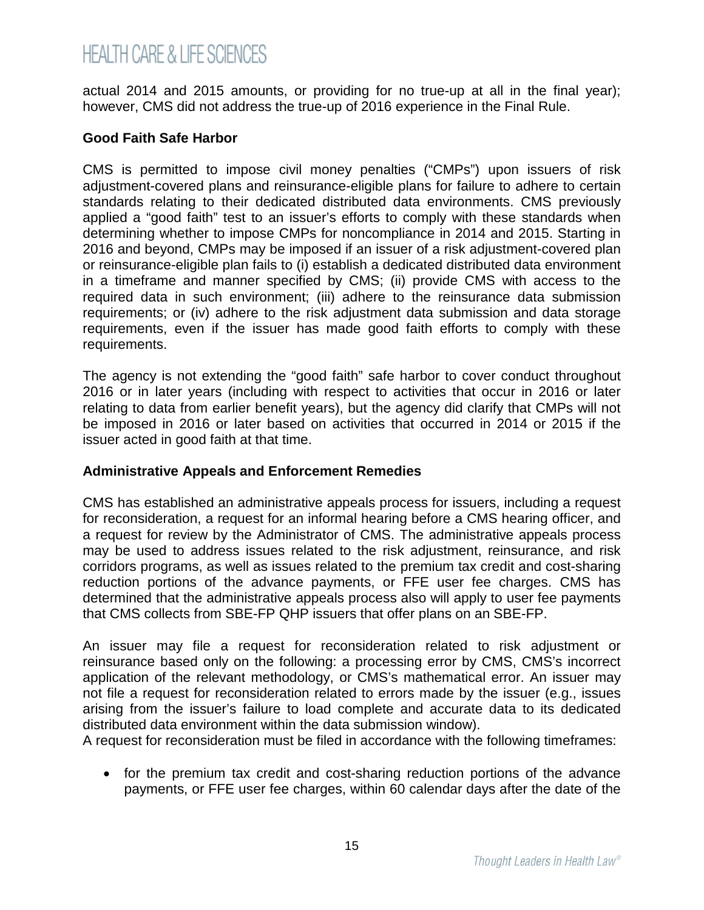actual 2014 and 2015 amounts, or providing for no true-up at all in the final year); however, CMS did not address the true-up of 2016 experience in the Final Rule.

**Good Faith Safe Harbor**

CMS is permitted to impose civil money penalties ("CMPs") upon issuers of risk adjustment-covered plans and reinsurance-eligible plans for failure to adhere to certain standards relating to their dedicated distributed data environments. CMS previously applied a "good faith" test to an issuer's efforts to comply with these standards when determining whether to impose CMPs for noncompliance in 2014 and 2015. Starting in 2016 and beyond, CMPs may be imposed if an issuer of a risk adjustment-covered plan or reinsurance-eligible plan fails to (i) establish a dedicated distributed data environment in a timeframe and manner specified by CMS; (ii) provide CMS with access to the required data in such environment; (iii) adhere to the reinsurance data submission requirements; or (iv) adhere to the risk adjustment data submission and data storage requirements, even if the issuer has made good faith efforts to comply with these requirements.

The agency is not extending the "good faith" safe harbor to cover conduct throughout 2016 or in later years (including with respect to activities that occur in 2016 or later relating to data from earlier benefit years), but the agency did clarify that CMPs will not be imposed in 2016 or later based on activities that occurred in 2014 or 2015 if the issuer acted in good faith at that time.

**Administrative Appeals and Enforcement Remedies**

CMS has established an administrative appeals process for issuers, including a request for reconsideration, a request for an informal hearing before a CMS hearing officer, and a request for review by the Administrator of CMS. The administrative appeals process may be used to address issues related to the risk adjustment, reinsurance, and risk corridors programs, as well as issues related to the premium tax credit and cost-sharing reduction portions of the advance payments, or FFE user fee charges. CMS has determined that the administrative appeals process also will apply to user fee payments that CMS collects from SBE-FP QHP issuers that offer plans on an SBE-FP.

An issuer may file a request for reconsideration related to risk adjustment or reinsurance based only on the following: a processing error by CMS, CMS's incorrect application of the relevant methodology, or CMS's mathematical error. An issuer may not file a request for reconsideration related to errors made by the issuer (e.g., issues arising from the issuer's failure to load complete and accurate data to its dedicated distributed data environment within the data submission window).

A request for reconsideration must be filed in accordance with the following timeframes:

- for the premium tax credit and cost-sharing reduction portions of the advance payments, or FFE user fee charges, within 60 calendar days after the date of the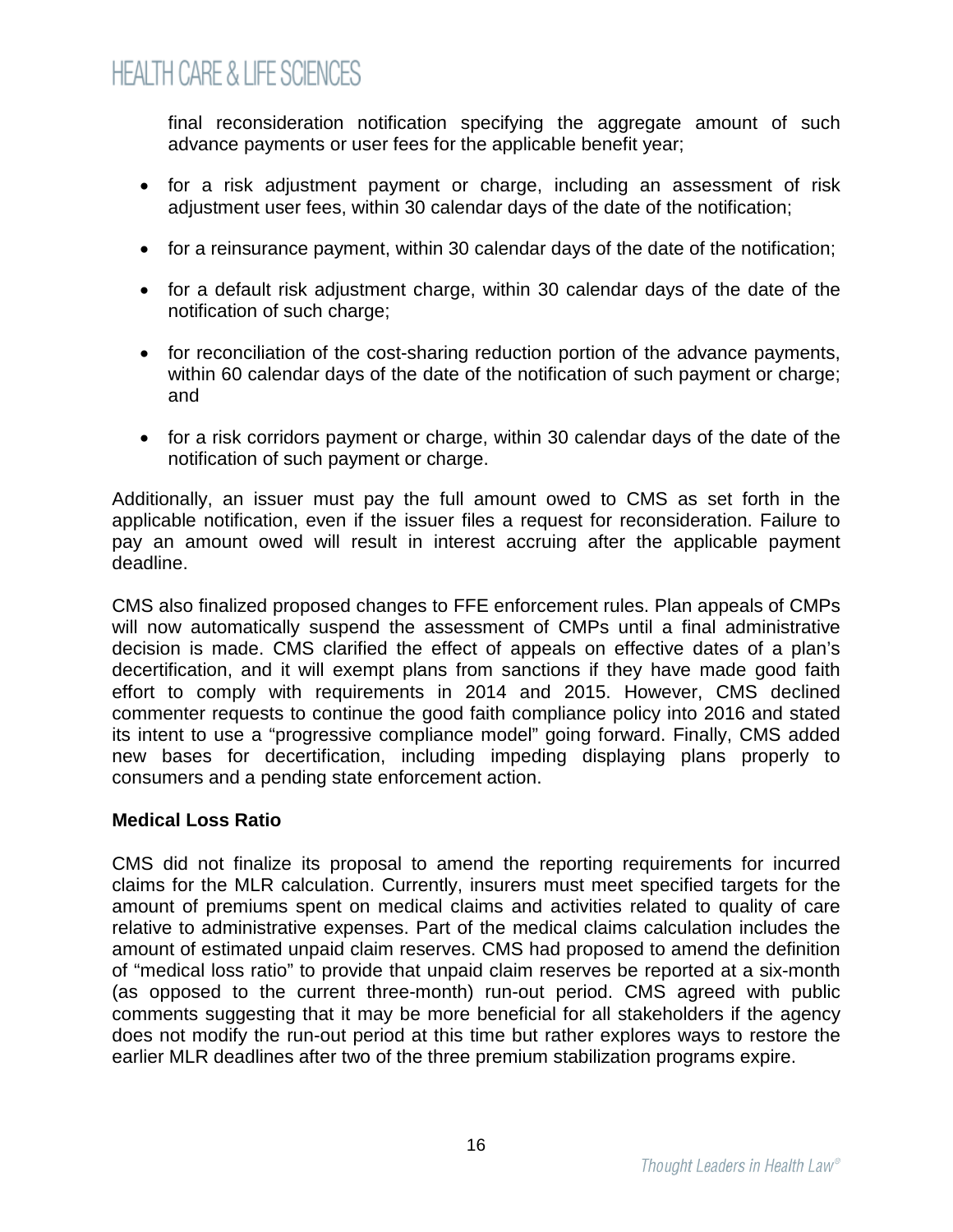final reconsideration notification specifying the aggregate amount of such advance payments or user fees for the applicable benefit year;

- for a risk adjustment payment or charge, including an assessment of risk adjustment user fees, within 30 calendar days of the date of the notification;
- for a reinsurance payment, within 30 calendar days of the date of the notification;
- for a default risk adjustment charge, within 30 calendar days of the date of the notification of such charge;
- for reconciliation of the cost-sharing reduction portion of the advance payments, within 60 calendar days of the date of the notification of such payment or charge; and
- for a risk corridors payment or charge, within 30 calendar days of the date of the notification of such payment or charge.

Additionally, an issuer must pay the full amount owed to CMS as set forth in the applicable notification, even if the issuer files a request for reconsideration. Failure to pay an amount owed will result in interest accruing after the applicable payment deadline.

CMS also finalized proposed changes to FFE enforcement rules. Plan appeals of CMPs will now automatically suspend the assessment of CMPs until a final administrative decision is made. CMS clarified the effect of appeals on effective dates of a plan's decertification, and it will exempt plans from sanctions if they have made good faith effort to comply with requirements in 2014 and 2015. However, CMS declined commenter requests to continue the good faith compliance policy into 2016 and stated its intent to use a "progressive compliance model" going forward. Finally, CMS added new bases for decertification, including impeding displaying plans properly to consumers and a pending state enforcement action.

**Medical Loss Ratio**

CMS did not finalize its proposal to amend the reporting requirements for incurred claims for the MLR calculation. Currently, insurers must meet specified targets for the amount of premiums spent on medical claims and activities related to quality of care relative to administrative expenses. Part of the medical claims calculation includes the amount of estimated unpaid claim reserves. CMS had proposed to amend the definition of "medical loss ratio" to provide that unpaid claim reserves be reported at a six-month (as opposed to the current three-month) run-out period. CMS agreed with public comments suggesting that it may be more beneficial for all stakeholders if the agency does not modify the run-out period at this time but rather explores ways to restore the earlier MLR deadlines after two of the three premium stabilization programs expire.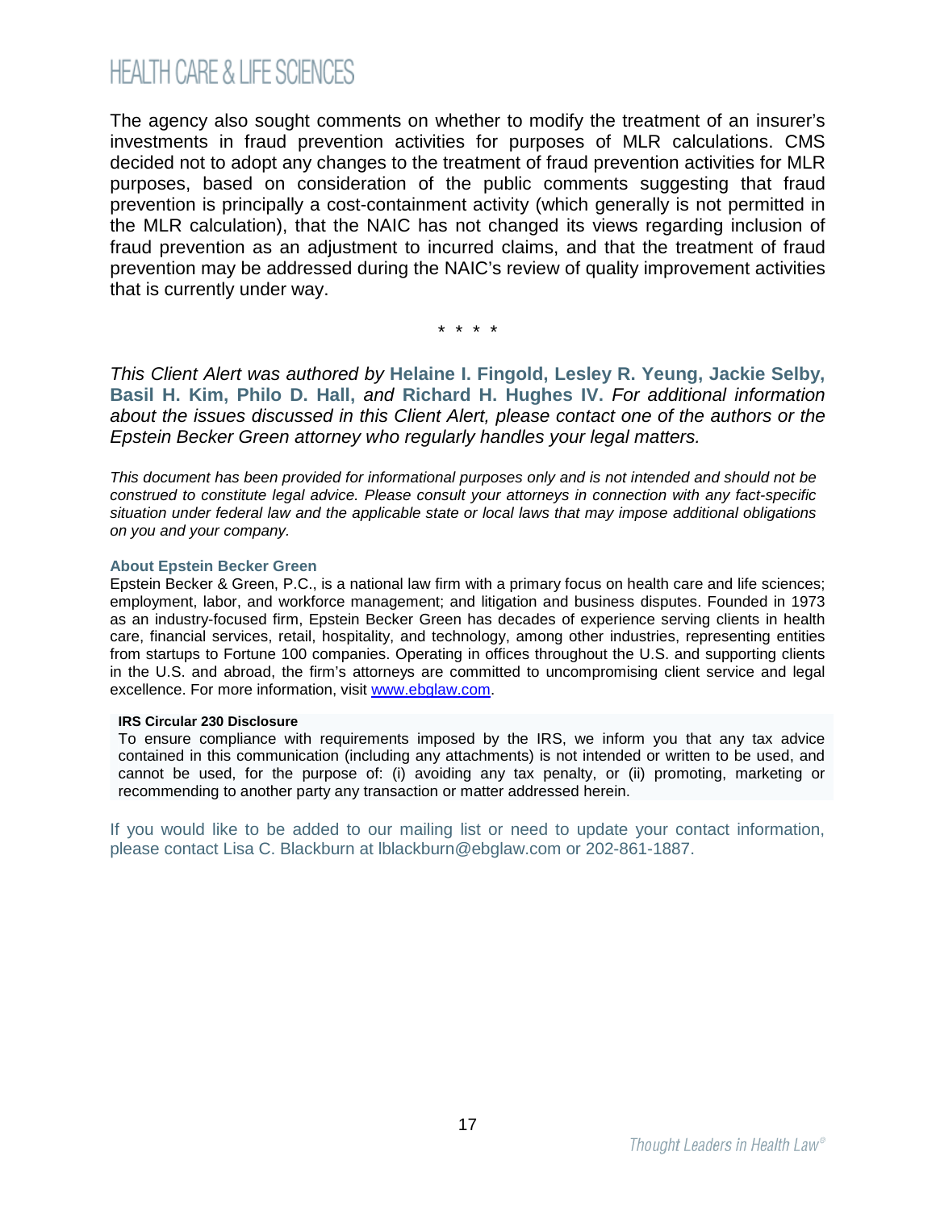The agency also sought comments on whether to modify the treatment of an insurer's investments in fraud prevention activities for purposes of MLR calculations. CMS decided not to adopt any changes to the treatment of fraud prevention activities for MLR purposes, based on consideration of the public comments suggesting that fraud prevention is principally a cost-containment activity (which generally is not permitted in the MLR calculation), that the NAIC has not changed its views regarding inclusion of fraud prevention as an adjustment to incurred claims, and that the treatment of fraud prevention may be addressed during the NAIC's review of quality improvement activities that is currently under way.

\* \* \* \*

*This Client Alert was authored by* **Helaine I. Fingold, Lesley R. Yeung, Jackie Selby, Basil H. Kim, Philo D. Hall,** *and* **Richard H. Hughes IV.** *For additional information about the issues discussed in this Client Alert, please contact one of the authors or the Epstein Becker Green attorney who regularly handles your legal matters.*

*This document has been provided for informational purposes only and is not intended and should not be construed to constitute legal advice. Please consult your attorneys in connection with any fact-specific situation under federal law and the applicable state or local laws that may impose additional obligations on you and your company.*

**About Epstein Becker Green**

Epstein Becker & Green, P.C., is a national law firm with a primary focus on health care and life sciences; employment, labor, and workforce management; and litigation and business disputes. Founded in 1973 as an industry-focused firm, Epstein Becker Green has decades of experience serving clients in health care, financial services, retail, hospitality, and technology, among other industries, representing entities from startups to Fortune 100 companies. Operating in offices throughout the U.S. and supporting clients in the U.S. and abroad, the firm's attorneys are committed to uncompromising client service and legal excellence. For more information, visit www.ebglaw.com.

**IRS Circular 230 Disclosure**

To ensure compliance with requirements imposed by the IRS, we inform you that any tax advice contained in this communication (including any attachments) is not intended or written to be used, and cannot be used, for the purpose of: (i) avoiding any tax penalty, or (ii) promoting, marketing or recommending to another party any transaction or matter addressed herein.

If you would like to be added to our mailing list or need to update your contact information, please contact Lisa C. Blackburn at lblackburn@ebglaw.com or 202-861-1887.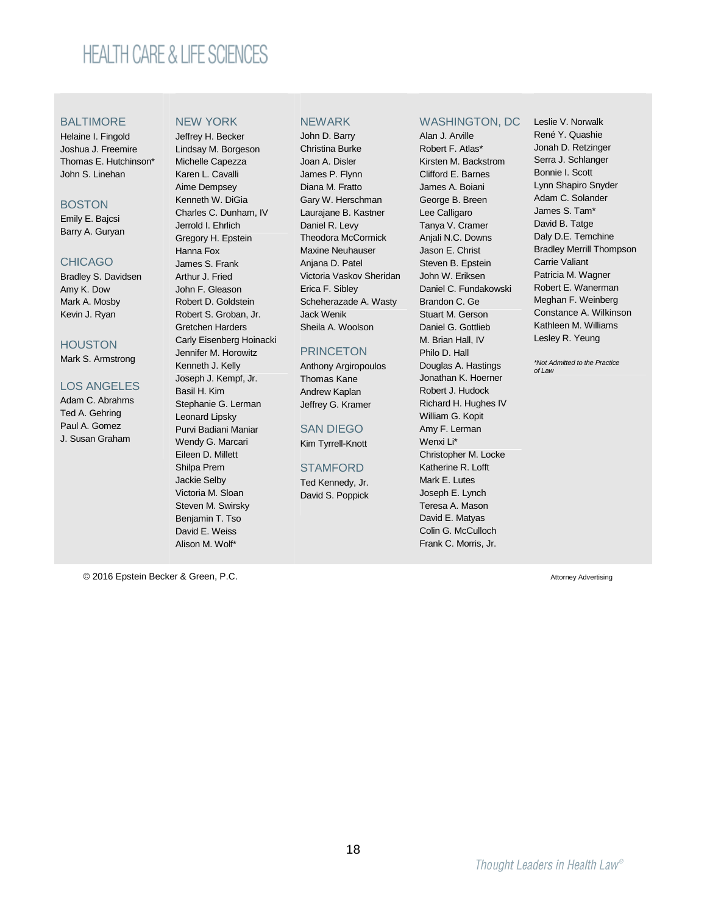# HEALTH CARE & LIFE SCIENCES

## BALTIMORE

Helaine I. Fingold
Joshua J. Freemire
Thomas E. Hutchinson*
John S. Linehan

## BOSTON

Emily E. Bajcsi
Barry A. Guryan

## CHICAGO

Bradley S. Davidsen
Amy K. Dow
Mark A. Mosby
Kevin J. Ryan

## HOUSTON

Mark S. Armstrong

## LOS ANGELES

Adam C. Abrahms
Ted A. Gehring
Paul A. Gomez
J. Susan Graham

## NEW YORK

Jeffrey H. Becker
Lindsay M. Borgeson
Michelle Capezza
Karen L. Cavalli
Aime Dempsey
Kenneth W. DiGia
Charles C. Dunham, IV
Jerrold I. Ehrlich
Gregory H. Epstein
Hanna Fox
James S. Frank
Arthur J. Fried
John F. Gleason
Robert D. Goldstein
Robert S. Groban, Jr.
Gretchen Harders
Carly Eisenberg Hoinacki
Jennifer M. Horowitz
Kenneth J. Kelly
Joseph J. Kempf, Jr.
Basil H. Kim
Stephanie G. Lerman
Leonard Lipsky
Purvi Badiani Maniar
Wendy G. Marcari
Eileen D. Millett
Shilpa Prem
Jackie Selby
Victoria M. Sloan
Steven M. Swirsky
Benjamin T. Tso
David E. Weiss
Alison M. Wolf*

## NEWARK

John D. Barry
Christina Burke
Joan A. Disler
James P. Flynn
Diana M. Fratto
Gary W. Herschman
Laurajane B. Kastner
Daniel R. Levy
Theodora McCormick
Maxine Neuhauser
Anjana D. Patel
Victoria Vaskov Sheridan
Erica F. Sibley
Scheherazade A. Wasty
Jack Wenik
Sheila A. Woolson

## PRINCETON

Anthony Argiropoulos
Thomas Kane
Andrew Kaplan
Jeffrey G. Kramer

## SAN DIEGO

Kim Tyrrell-Knott

## STAMFORD

Ted Kennedy, Jr.
David S. Poppick

## WASHINGTON, DC

Alan J. Arville
Robert F. Atlas*
Kirsten M. Backstrom
Clifford E. Barnes
James A. Boiani
George B. Breen
Lee Calligaro
Tanya V. Cramer
Anjali N.C. Downs
Jason E. Christ
Steven B. Epstein
John W. Eriksen
Daniel C. Fundakowski
Brandon C. Ge
Stuart M. Gerson
Daniel G. Gottlieb
M. Brian Hall, IV
Philo D. Hall
Douglas A. Hastings
Jonathan K. Hoerner
Robert J. Hudock
Richard H. Hughes IV
William G. Kopit
Amy F. Lerman
Wenxi Li*
Christopher M. Locke
Katherine R. Lofft
Mark E. Lutes
Joseph E. Lynch
Teresa A. Mason
David E. Matyas
Colin G. McCulloch
Frank C. Morris, Jr.
Leslie V. Norwalk
René Y. Quashie
Jonah D. Retzinger
Serra J. Schlanger
Bonnie I. Scott
Lynn Shapiro Snyder
Adam C. Solander
James S. Tam*
David B. Tatge
Daly D.E. Temchine
Bradley Merrill Thompson
Carrie Valiant
Patricia M. Wagner
Robert E. Wanerman
Meghan F. Weinberg
Constance A. Wilkinson
Kathleen M. Williams
Lesley R. Yeung

*\*Not Admitted to the Practice of Law*

© 2016 Epstein Becker & Green, P.C.

Attorney Advertising